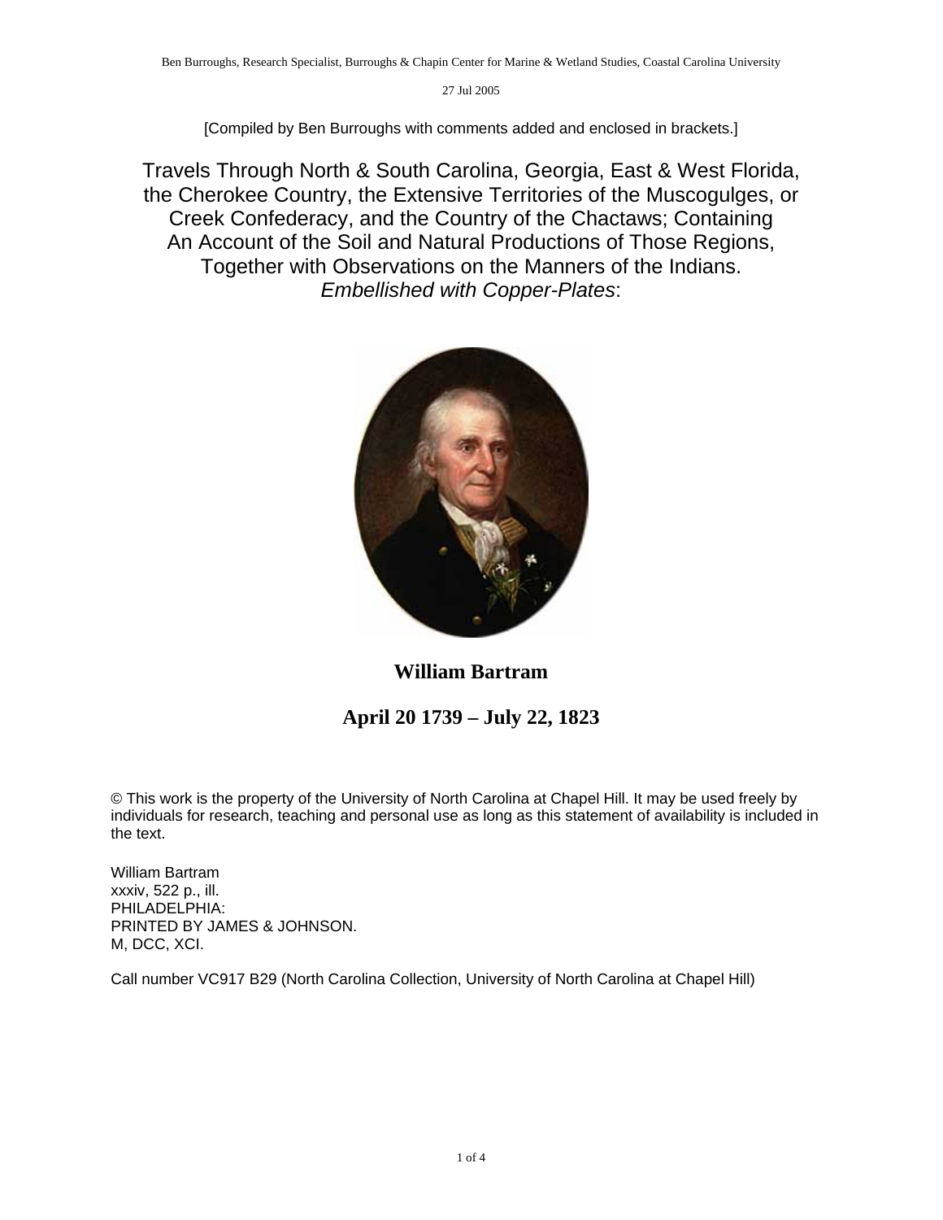Ben Burroughs, Research Specialist, Burroughs & Chapin Center for Marine & Wetland Studies, Coastal Carolina University

27 Jul 2005

[Compiled by Ben Burroughs with comments added and enclosed in brackets.]

# Travels Through North & South Carolina, Georgia, East & West Florida, the Cherokee Country, the Extensive Territories of the Muscogulges, or Creek Confederacy, and the Country of the Chactaws; Containing An Account of the Soil and Natural Productions of Those Regions, Together with Observations on the Manners of the Indians. *Embellished with Copper-Plates*:

**William Bartram**

**April 20 1739 – July 22, 1823**

© This work is the property of the University of North Carolina at Chapel Hill. It may be used freely by individuals for research, teaching and personal use as long as this statement of availability is included in the text.

William Bartram
xxxiv, 522 p., ill.
PHILADELPHIA:
PRINTED BY JAMES & JOHNSON.
M, DCC, XCI.

Call number VC917 B29 (North Carolina Collection, University of North Carolina at Chapel Hill)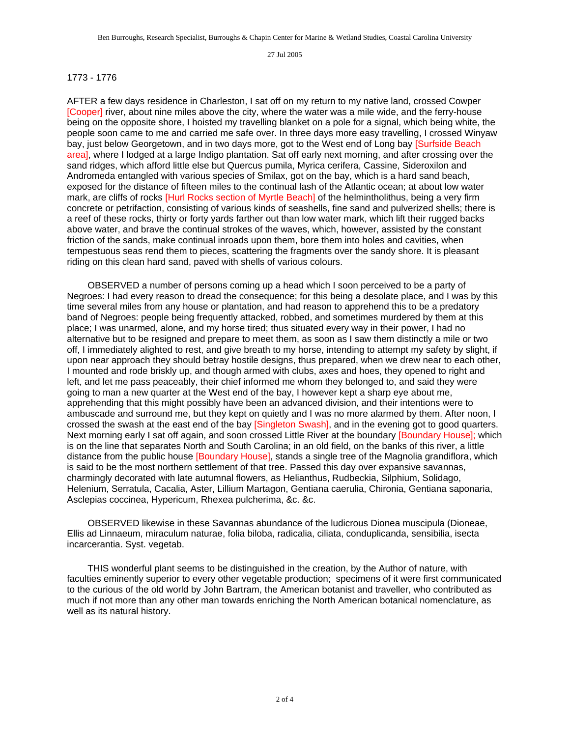1773 - 1776

AFTER a few days residence in Charleston, I sat off on my return to my native land, crossed Cowper [Cooper] river, about nine miles above the city, where the water was a mile wide, and the ferry-house being on the opposite shore, I hoisted my travelling blanket on a pole for a signal, which being white, the people soon came to me and carried me safe over. In three days more easy travelling, I crossed Winyaw bay, just below Georgetown, and in two days more, got to the West end of Long bay [Surfside Beach area], where I lodged at a large Indigo plantation. Sat off early next morning, and after crossing over the sand ridges, which afford little else but Quercus pumila, Myrica cerifera, Cassine, Sideroxilon and Andromeda entangled with various species of Smilax, got on the bay, which is a hard sand beach, exposed for the distance of fifteen miles to the continual lash of the Atlantic ocean; at about low water mark, are cliffs of rocks [Hurl Rocks section of Myrtle Beach] of the helmintholithus, being a very firm concrete or petrifaction, consisting of various kinds of seashells, fine sand and pulverized shells; there is a reef of these rocks, thirty or forty yards farther out than low water mark, which lift their rugged backs above water, and brave the continual strokes of the waves, which, however, assisted by the constant friction of the sands, make continual inroads upon them, bore them into holes and cavities, when tempestuous seas rend them to pieces, scattering the fragments over the sandy shore. It is pleasant riding on this clean hard sand, paved with shells of various colours.

OBSERVED a number of persons coming up a head which I soon perceived to be a party of Negroes: I had every reason to dread the consequence; for this being a desolate place, and I was by this time several miles from any house or plantation, and had reason to apprehend this to be a predatory band of Negroes: people being frequently attacked, robbed, and sometimes murdered by them at this place; I was unarmed, alone, and my horse tired; thus situated every way in their power, I had no alternative but to be resigned and prepare to meet them, as soon as I saw them distinctly a mile or two off, I immediately alighted to rest, and give breath to my horse, intending to attempt my safety by slight, if upon near approach they should betray hostile designs, thus prepared, when we drew near to each other, I mounted and rode briskly up, and though armed with clubs, axes and hoes, they opened to right and left, and let me pass peaceably, their chief informed me whom they belonged to, and said they were going to man a new quarter at the West end of the bay, I however kept a sharp eye about me, apprehending that this might possibly have been an advanced division, and their intentions were to ambuscade and surround me, but they kept on quietly and I was no more alarmed by them. After noon, I crossed the swash at the east end of the bay [Singleton Swash], and in the evening got to good quarters. Next morning early I sat off again, and soon crossed Little River at the boundary [Boundary House]; which is on the line that separates North and South Carolina; in an old field, on the banks of this river, a little distance from the public house [Boundary House], stands a single tree of the Magnolia grandiflora, which is said to be the most northern settlement of that tree. Passed this day over expansive savannas, charmingly decorated with late autumnal flowers, as Helianthus, Rudbeckia, Silphium, Solidago, Helenium, Serratula, Cacalia, Aster, Lillium Martagon, Gentiana caerulia, Chironia, Gentiana saponaria, Asclepias coccinea, Hypericum, Rhexea pulcherima, &c. &c.

OBSERVED likewise in these Savannas abundance of the ludicrous Dionea muscipula (Dioneae, Ellis ad Linnaeum, miraculum naturae, folia biloba, radicalia, ciliata, conduplicanda, sensibilia, isecta incarcerantia. Syst. vegetab.

THIS wonderful plant seems to be distinguished in the creation, by the Author of nature, with faculties eminently superior to every other vegetable production; specimens of it were first communicated to the curious of the old world by John Bartram, the American botanist and traveller, who contributed as much if not more than any other man towards enriching the North American botanical nomenclature, as well as its natural history.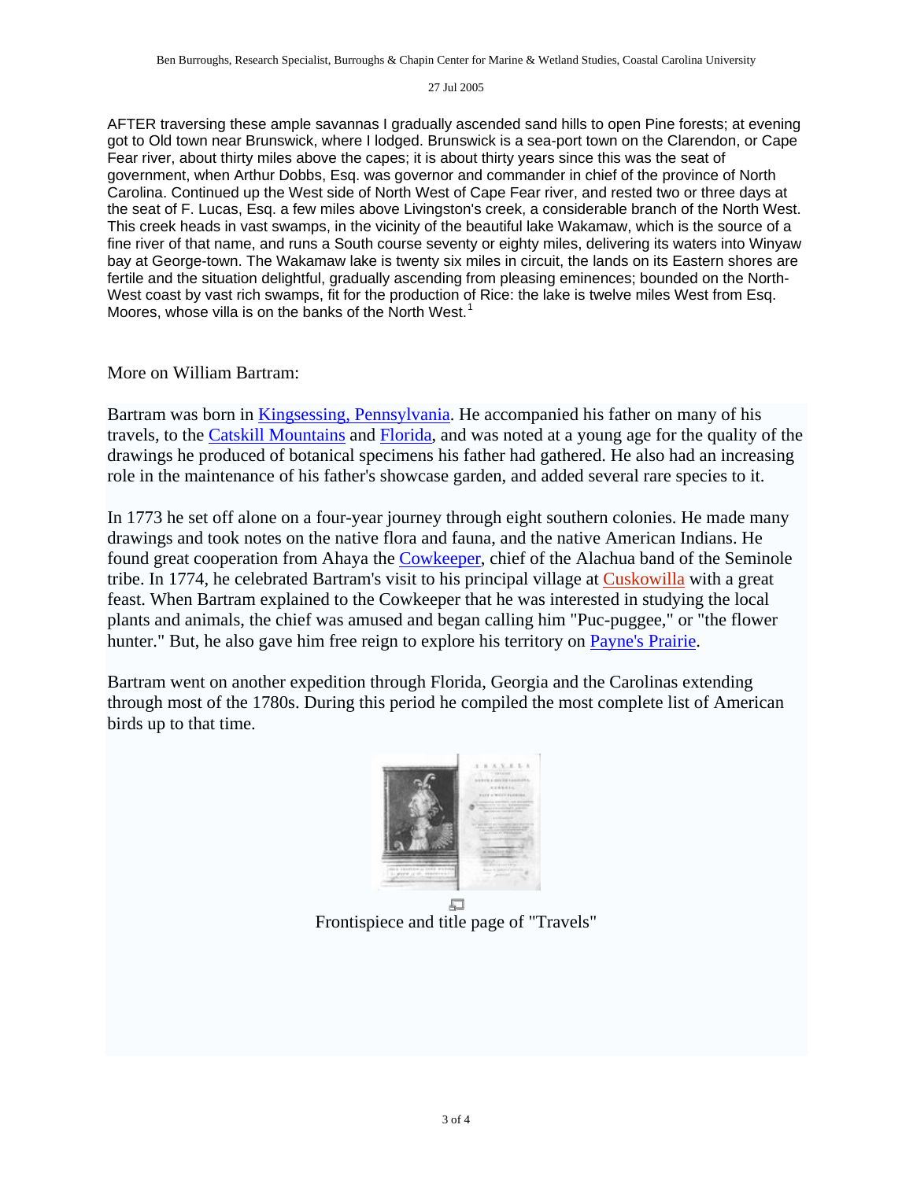AFTER traversing these ample savannas I gradually ascended sand hills to open Pine forests; at evening got to Old town near Brunswick, where I lodged. Brunswick is a sea-port town on the Clarendon, or Cape Fear river, about thirty miles above the capes; it is about thirty years since this was the seat of government, when Arthur Dobbs, Esq. was governor and commander in chief of the province of North Carolina. Continued up the West side of North West of Cape Fear river, and rested two or three days at the seat of F. Lucas, Esq. a few miles above Livingston's creek, a considerable branch of the North West. This creek heads in vast swamps, in the vicinity of the beautiful lake Wakamaw, which is the source of a fine river of that name, and runs a South course seventy or eighty miles, delivering its waters into Winyaw bay at George-town. The Wakamaw lake is twenty six miles in circuit, the lands on its Eastern shores are fertile and the situation delightful, gradually ascending from pleasing eminences; bounded on the North-West coast by vast rich swamps, fit for the production of Rice: the lake is twelve miles West from Esq. Moores, whose villa is on the banks of the North West.[1]

More on William Bartram:

Bartram was born in Kingsessing, Pennsylvania. He accompanied his father on many of his travels, to the Catskill Mountains and Florida, and was noted at a young age for the quality of the drawings he produced of botanical specimens his father had gathered. He also had an increasing role in the maintenance of his father's showcase garden, and added several rare species to it.

In 1773 he set off alone on a four-year journey through eight southern colonies. He made many drawings and took notes on the native flora and fauna, and the native American Indians. He found great cooperation from Ahaya the Cowkeeper, chief of the Alachua band of the Seminole tribe. In 1774, he celebrated Bartram's visit to his principal village at Cuskowilla with a great feast. When Bartram explained to the Cowkeeper that he was interested in studying the local plants and animals, the chief was amused and began calling him "Puc-puggee," or "the flower hunter." But, he also gave him free reign to explore his territory on Payne's Prairie.

Bartram went on another expedition through Florida, Georgia and the Carolinas extending through most of the 1780s. During this period he compiled the most complete list of American birds up to that time.

Frontispiece and title page of "Travels"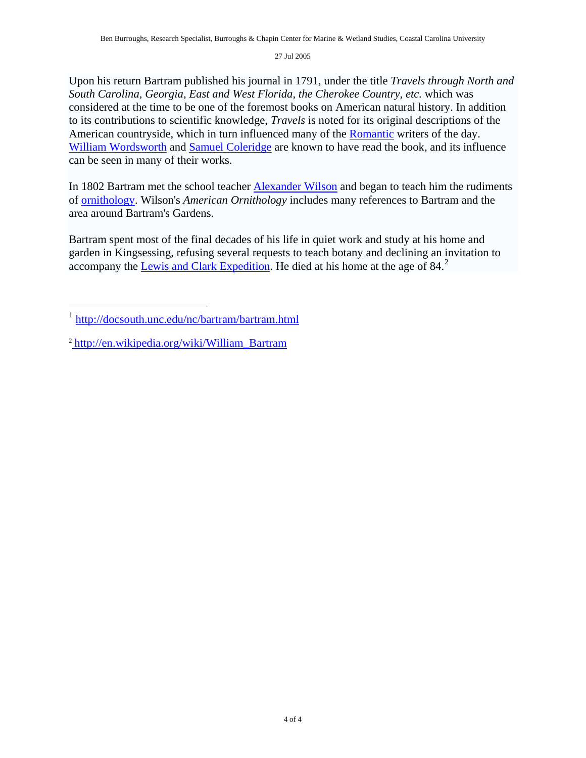Upon his return Bartram published his journal in 1791, under the title *Travels through North and South Carolina, Georgia, East and West Florida, the Cherokee Country, etc.* which was considered at the time to be one of the foremost books on American natural history. In addition to its contributions to scientific knowledge, *Travels* is noted for its original descriptions of the American countryside, which in turn influenced many of the Romantic writers of the day. William Wordsworth and Samuel Coleridge are known to have read the book, and its influence can be seen in many of their works.

In 1802 Bartram met the school teacher Alexander Wilson and began to teach him the rudiments of ornithology. Wilson's *American Ornithology* includes many references to Bartram and the area around Bartram's Gardens.

Bartram spent most of the final decades of his life in quiet work and study at his home and garden in Kingsessing, refusing several requests to teach botany and declining an invitation to accompany the Lewis and Clark Expedition. He died at his home at the age of 84.[2]

---

[1] http://docsouth.unc.edu/nc/bartram/bartram.html

[2] http://en.wikipedia.org/wiki/William_Bartram